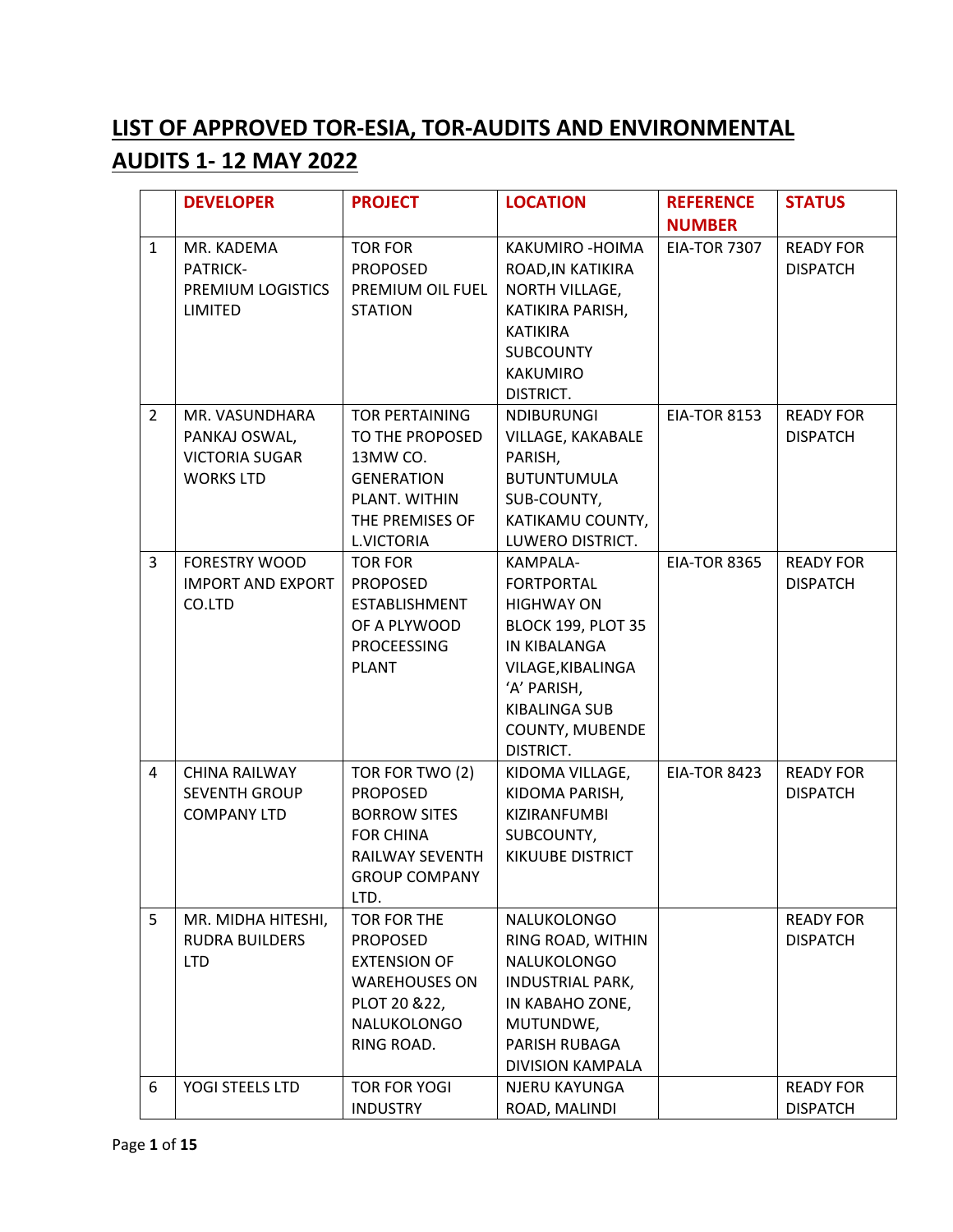# LIST OF APPROVED TOR-ESIA, TOR-AUDITS AND ENVIRONMENTAL AUDITS 1- 12 MAY 2022

| | DEVELOPER | PROJECT | LOCATION | REFERENCE NUMBER | STATUS |
|---|---|---|---|---|---|
| 1 | MR. KADEMA PATRICK- PREMIUM LOGISTICS LIMITED | TOR FOR PROPOSED PREMIUM OIL FUEL STATION | KAKUMIRO -HOIMA ROAD,IN KATIKIRA NORTH VILLAGE, KATIKIRA PARISH, KATIKIRA SUBCOUNTY KAKUMIRO DISTRICT. | EIA-TOR 7307 | READY FOR DISPATCH |
| 2 | MR. VASUNDHARA PANKAJ OSWAL, VICTORIA SUGAR WORKS LTD | TOR PERTAINING TO THE PROPOSED 13MW CO. GENERATION PLANT. WITHIN THE PREMISES OF L.VICTORIA | NDIBURUNGI VILLAGE, KAKABALE PARISH, BUTUNTUMULA SUB-COUNTY, KATIKAMU COUNTY, LUWERO DISTRICT. | EIA-TOR 8153 | READY FOR DISPATCH |
| 3 | FORESTRY WOOD IMPORT AND EXPORT CO.LTD | TOR FOR PROPOSED ESTABLISHMENT OF A PLYWOOD PROCEESSING PLANT | KAMPALA-FORTPORTAL HIGHWAY ON BLOCK 199, PLOT 35 IN KIBALANGA VILAGE,KIBALINGA 'A' PARISH, KIBALINGA SUB COUNTY, MUBENDE DISTRICT. | EIA-TOR 8365 | READY FOR DISPATCH |
| 4 | CHINA RAILWAY SEVENTH GROUP COMPANY LTD | TOR FOR TWO (2) PROPOSED BORROW SITES FOR CHINA RAILWAY SEVENTH GROUP COMPANY LTD. | KIDOMA VILLAGE, KIDOMA PARISH, KIZIRANFUMBI SUBCOUNTY, KIKUUBE DISTRICT | EIA-TOR 8423 | READY FOR DISPATCH |
| 5 | MR. MIDHA HITESHI, RUDRA BUILDERS LTD | TOR FOR THE PROPOSED EXTENSION OF WAREHOUSES ON PLOT 20 &22, NALUKOLONGO RING ROAD. | NALUKOLONGO RING ROAD, WITHIN NALUKOLONGO INDUSTRIAL PARK, IN KABAHO ZONE, MUTUNDWE, PARISH RUBAGA DIVISION KAMPALA | | READY FOR DISPATCH |
| 6 | YOGI STEELS LTD | TOR FOR YOGI INDUSTRY | NJERU KAYUNGA ROAD, MALINDI | | READY FOR DISPATCH |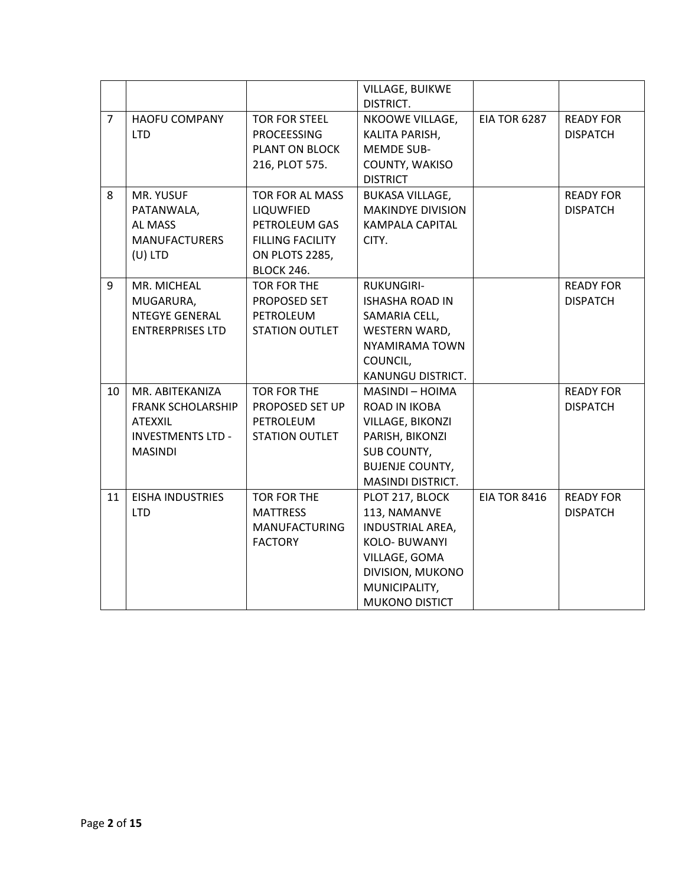| | | | | | |
|---|---|---|---|---|---|
| | | | VILLAGE, BUIKWE DISTRICT. | | |
| 7 | HAOFU COMPANY LTD | TOR FOR STEEL PROCEESSING PLANT ON BLOCK 216, PLOT 575. | NKOOWE VILLAGE, KALITA PARISH, MEMDE SUB-COUNTY, WAKISO DISTRICT | EIA TOR 6287 | READY FOR DISPATCH |
| 8 | MR. YUSUF PATANWALA, AL MASS MANUFACTURERS (U) LTD | TOR FOR AL MASS LIQUWFIED PETROLEUM GAS FILLING FACILITY ON PLOTS 2285, BLOCK 246. | BUKASA VILLAGE, MAKINDYE DIVISION KAMPALA CAPITAL CITY. | | READY FOR DISPATCH |
| 9 | MR. MICHEAL MUGARURA, NTEGYE GENERAL ENTRERPRISES LTD | TOR FOR THE PROPOSED SET PETROLEUM STATION OUTLET | RUKUNGIRI-ISHASHA ROAD IN SAMARIA CELL, WESTERN WARD, NYAMIRAMA TOWN COUNCIL, KANUNGU DISTRICT. | | READY FOR DISPATCH |
| 10 | MR. ABITEKANIZA FRANK SCHOLARSHIP ATEXXIL INVESTMENTS LTD - MASINDI | TOR FOR THE PROPOSED SET UP PETROLEUM STATION OUTLET | MASINDI – HOIMA ROAD IN IKOBA VILLAGE, BIKONZI PARISH, BIKONZI SUB COUNTY, BUJENJE COUNTY, MASINDI DISTRICT. | | READY FOR DISPATCH |
| 11 | EISHA INDUSTRIES LTD | TOR FOR THE MATTRESS MANUFACTURING FACTORY | PLOT 217, BLOCK 113, NAMANVE INDUSTRIAL AREA, KOLO- BUWANYI VILLAGE, GOMA DIVISION, MUKONO MUNICIPALITY, MUKONO DISTICT | EIA TOR 8416 | READY FOR DISPATCH |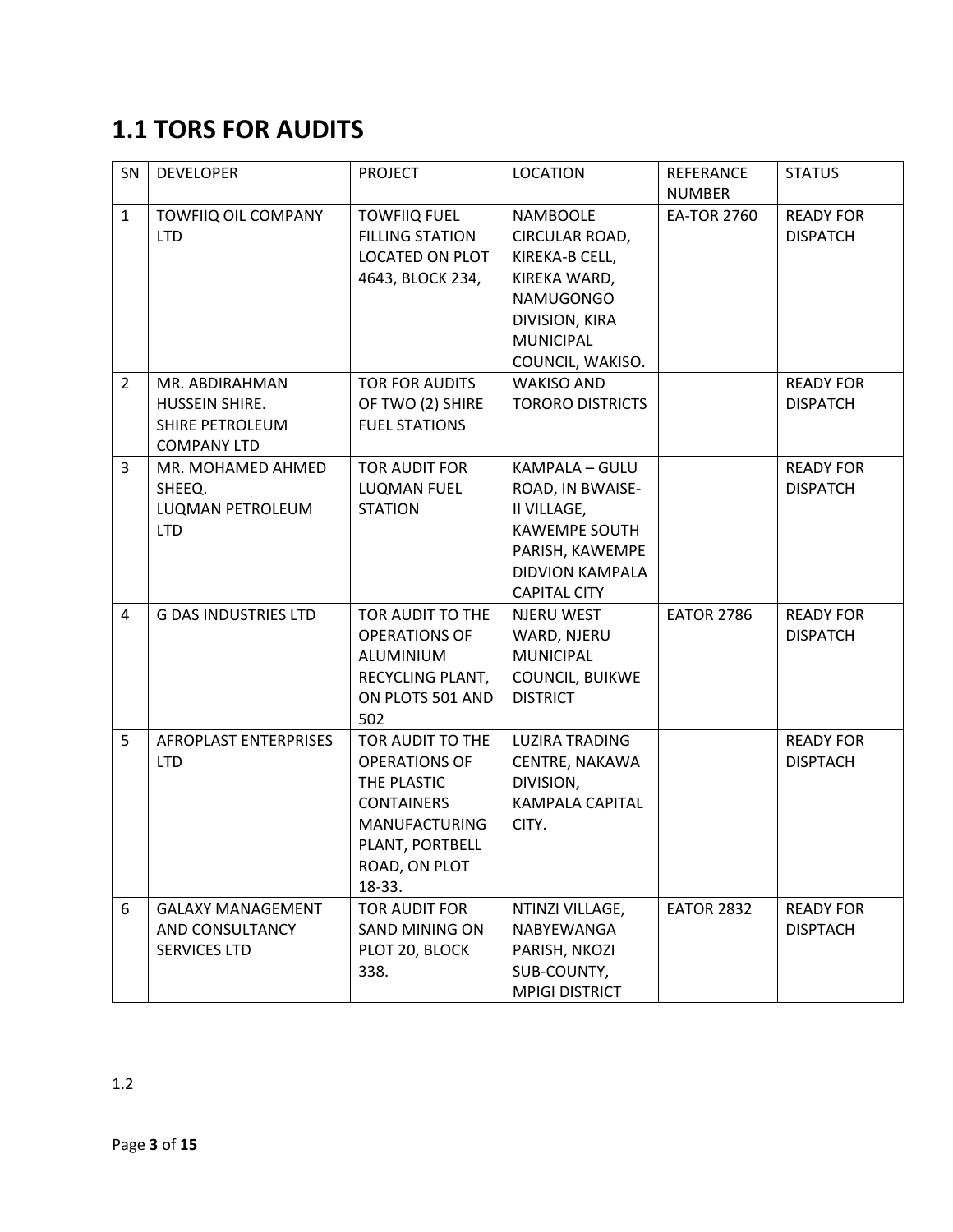## 1.1 TORS FOR AUDITS

| SN | DEVELOPER | PROJECT | LOCATION | REFERANCE NUMBER | STATUS |
|---|---|---|---|---|---|
| 1 | TOWFIIQ OIL COMPANY LTD | TOWFIIQ FUEL FILLING STATION LOCATED ON PLOT 4643, BLOCK 234, | NAMBOOLE CIRCULAR ROAD, KIREKA-B CELL, KIREKA WARD, NAMUGONGO DIVISION, KIRA MUNICIPAL COUNCIL, WAKISO. | EA-TOR 2760 | READY FOR DISPATCH |
| 2 | MR. ABDIRAHMAN HUSSEIN SHIRE. SHIRE PETROLEUM COMPANY LTD | TOR FOR AUDITS OF TWO (2) SHIRE FUEL STATIONS | WAKISO AND TORORO DISTRICTS | | READY FOR DISPATCH |
| 3 | MR. MOHAMED AHMED SHEEQ. LUQMAN PETROLEUM LTD | TOR AUDIT FOR LUQMAN FUEL STATION | KAMPALA – GULU ROAD, IN BWAISE-II VILLAGE, KAWEMPE SOUTH PARISH, KAWEMPE DIDVION KAMPALA CAPITAL CITY | | READY FOR DISPATCH |
| 4 | G DAS INDUSTRIES LTD | TOR AUDIT TO THE OPERATIONS OF ALUMINIUM RECYCLING PLANT, ON PLOTS 501 AND 502 | NJERU WEST WARD, NJERU MUNICIPAL COUNCIL, BUIKWE DISTRICT | EATOR 2786 | READY FOR DISPATCH |
| 5 | AFROPLAST ENTERPRISES LTD | TOR AUDIT TO THE OPERATIONS OF THE PLASTIC CONTAINERS MANUFACTURING PLANT, PORTBELL ROAD, ON PLOT 18-33. | LUZIRA TRADING CENTRE, NAKAWA DIVISION, KAMPALA CAPITAL CITY. | | READY FOR DISPTACH |
| 6 | GALAXY MANAGEMENT AND CONSULTANCY SERVICES LTD | TOR AUDIT FOR SAND MINING ON PLOT 20, BLOCK 338. | NTINZI VILLAGE, NABYEWANGA PARISH, NKOZI SUB-COUNTY, MPIGI DISTRICT | EATOR 2832 | READY FOR DISPTACH |

1.2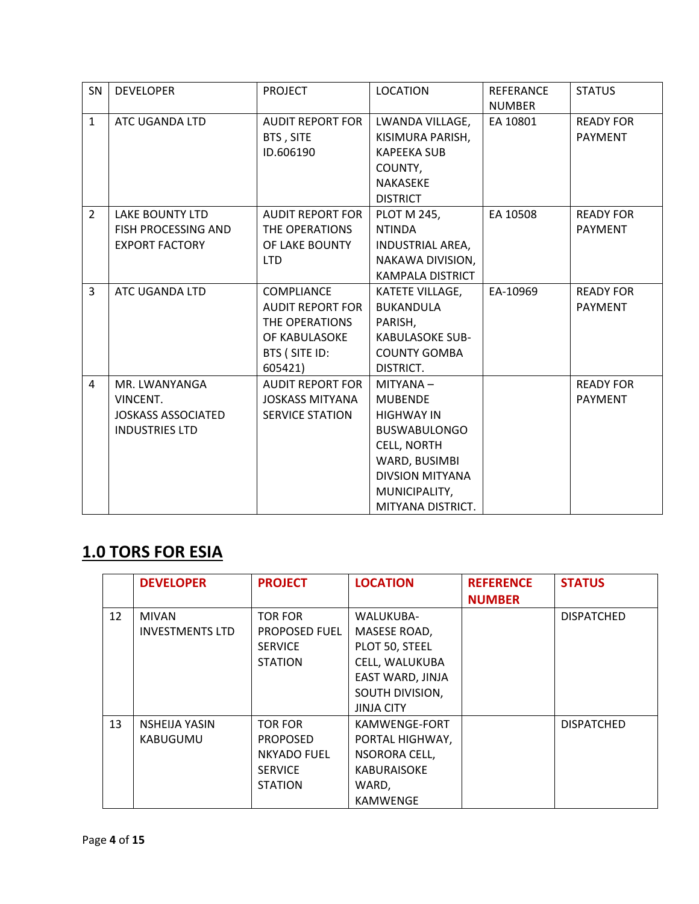| SN | DEVELOPER | PROJECT | LOCATION | REFERANCE NUMBER | STATUS |
|---|---|---|---|---|---|
| 1 | ATC UGANDA LTD | AUDIT REPORT FOR BTS , SITE ID.606190 | LWANDA VILLAGE, KISIMURA PARISH, KAPEEKA SUB COUNTY, NAKASEKE DISTRICT | EA 10801 | READY FOR PAYMENT |
| 2 | LAKE BOUNTY LTD FISH PROCESSING AND EXPORT FACTORY | AUDIT REPORT FOR THE OPERATIONS OF LAKE BOUNTY LTD | PLOT M 245, NTINDA INDUSTRIAL AREA, NAKAWA DIVISION, KAMPALA DISTRICT | EA 10508 | READY FOR PAYMENT |
| 3 | ATC UGANDA LTD | COMPLIANCE AUDIT REPORT FOR THE OPERATIONS OF KABULASOKE BTS ( SITE ID: 605421) | KATETE VILLAGE, BUKANDULA PARISH, KABULASOKE SUB-COUNTY GOMBA DISTRICT. | EA-10969 | READY FOR PAYMENT |
| 4 | MR. LWANYANGA VINCENT. JOSKASS ASSOCIATED INDUSTRIES LTD | AUDIT REPORT FOR JOSKASS MITYANA SERVICE STATION | MITYANA – MUBENDE HIGHWAY IN BUSWABULONGO CELL, NORTH WARD, BUSIMBI DIVSION MITYANA MUNICIPALITY, MITYANA DISTRICT. | | READY FOR PAYMENT |

## 1.0 TORS FOR ESIA

| | DEVELOPER | PROJECT | LOCATION | REFERENCE NUMBER | STATUS |
|---|---|---|---|---|---|
| 12 | MIVAN INVESTMENTS LTD | TOR FOR PROPOSED FUEL SERVICE STATION | WALUKUBA-MASESE ROAD, PLOT 50, STEEL CELL, WALUKUBA EAST WARD, JINJA SOUTH DIVISION, JINJA CITY | | DISPATCHED |
| 13 | NSHEIJA YASIN KABUGUMU | TOR FOR PROPOSED NKYADO FUEL SERVICE STATION | KAMWENGE-FORT PORTAL HIGHWAY, NSORORA CELL, KABURAISOKE WARD, KAMWENGE | | DISPATCHED |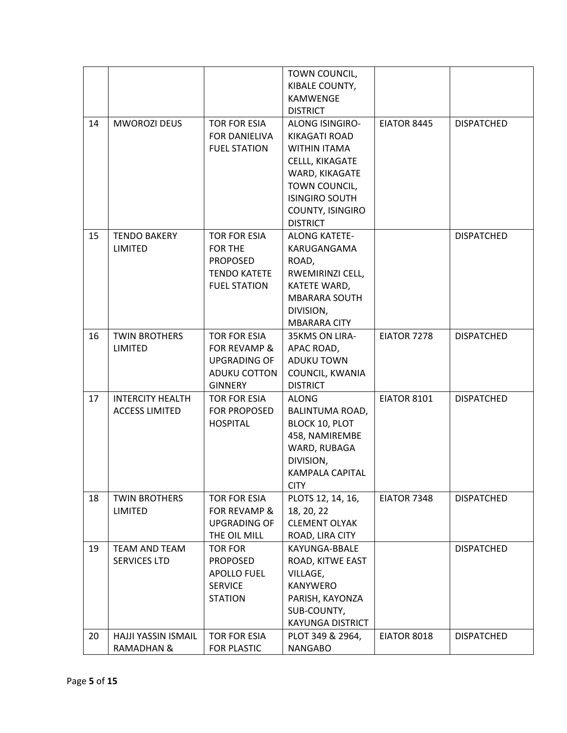|  |  |  | TOWN COUNCIL, KIBALE COUNTY, KAMWENGE DISTRICT |  |  |
|---|---|---|---|---|---|
| 14 | MWOROZI DEUS | TOR FOR ESIA FOR DANIELIVA FUEL STATION | ALONG ISINGIRO-KIKAGATI ROAD WITHIN ITAMA CELLL, KIKAGATE WARD, KIKAGATE TOWN COUNCIL, ISINGIRO SOUTH COUNTY, ISINGIRO DISTRICT | EIATOR 8445 | DISPATCHED |
| 15 | TENDO BAKERY LIMITED | TOR FOR ESIA FOR THE PROPOSED TENDO KATETE FUEL STATION | ALONG KATETE-KARUGANGAMA ROAD, RWEMIRINZI CELL, KATETE WARD, MBARARA SOUTH DIVISION, MBARARA CITY |  | DISPATCHED |
| 16 | TWIN BROTHERS LIMITED | TOR FOR ESIA FOR REVAMP & UPGRADING OF ADUKU COTTON GINNERY | 35KMS ON LIRA-APAC ROAD, ADUKU TOWN COUNCIL, KWANIA DISTRICT | EIATOR 7278 | DISPATCHED |
| 17 | INTERCITY HEALTH ACCESS LIMITED | TOR FOR ESIA FOR PROPOSED HOSPITAL | ALONG BALINTUMA ROAD, BLOCK 10, PLOT 458, NAMIREMBE WARD, RUBAGA DIVISION, KAMPALA CAPITAL CITY | EIATOR 8101 | DISPATCHED |
| 18 | TWIN BROTHERS LIMITED | TOR FOR ESIA FOR REVAMP & UPGRADING OF THE OIL MILL | PLOTS 12, 14, 16, 18, 20, 22 CLEMENT OLYAK ROAD, LIRA CITY | EIATOR 7348 | DISPATCHED |
| 19 | TEAM AND TEAM SERVICES LTD | TOR FOR PROPOSED APOLLO FUEL SERVICE STATION | KAYUNGA-BBALE ROAD, KITWE EAST VILLAGE, KANYWERO PARISH, KAYONZA SUB-COUNTY, KAYUNGA DISTRICT |  | DISPATCHED |
| 20 | HAJJI YASSIN ISMAIL RAMADHAN & | TOR FOR ESIA FOR PLASTIC | PLOT 349 & 2964, NANGABO | EIATOR 8018 | DISPATCHED |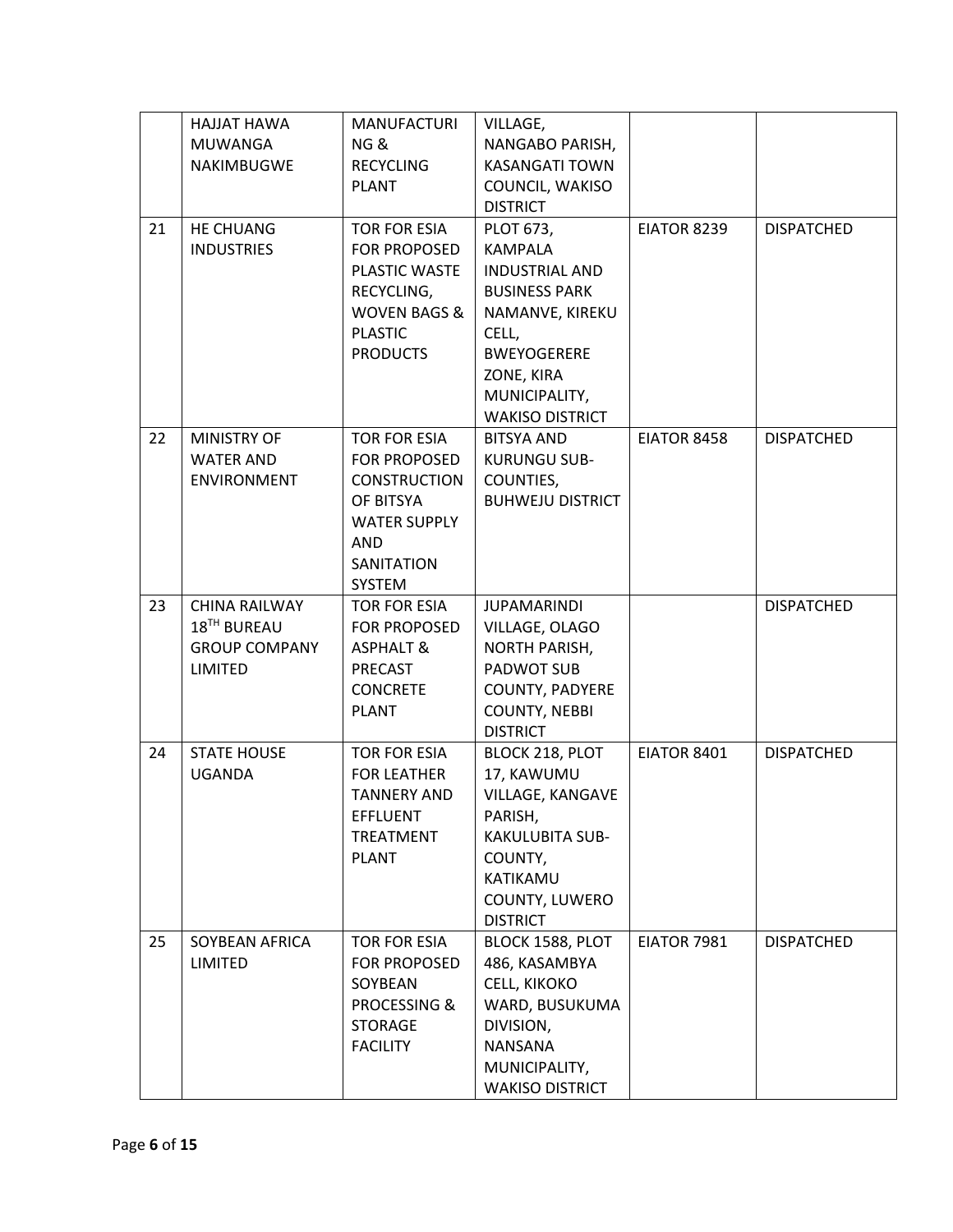| | | | | | |
|---|---|---|---|---|---|
| | HAJJAT HAWA MUWANGA NAKIMBUGWE | MANUFACTURING & RECYCLING PLANT | VILLAGE, NANGABO PARISH, KASANGATI TOWN COUNCIL, WAKISO DISTRICT | | |
| 21 | HE CHUANG INDUSTRIES | TOR FOR ESIA FOR PROPOSED PLASTIC WASTE RECYCLING, WOVEN BAGS & PLASTIC PRODUCTS | PLOT 673, KAMPALA INDUSTRIAL AND BUSINESS PARK NAMANVE, KIREKU CELL, BWEYOGERERE ZONE, KIRA MUNICIPALITY, WAKISO DISTRICT | EIATOR 8239 | DISPATCHED |
| 22 | MINISTRY OF WATER AND ENVIRONMENT | TOR FOR ESIA FOR PROPOSED CONSTRUCTION OF BITSYA WATER SUPPLY AND SANITATION SYSTEM | BITSYA AND KURUNGU SUB-COUNTIES, BUHWEJU DISTRICT | EIATOR 8458 | DISPATCHED |
| 23 | CHINA RAILWAY 18TH BUREAU GROUP COMPANY LIMITED | TOR FOR ESIA FOR PROPOSED ASPHALT & PRECAST CONCRETE PLANT | JUPAMARINDI VILLAGE, OLAGO NORTH PARISH, PADWOT SUB COUNTY, PADYERE COUNTY, NEBBI DISTRICT | | DISPATCHED |
| 24 | STATE HOUSE UGANDA | TOR FOR ESIA FOR LEATHER TANNERY AND EFFLUENT TREATMENT PLANT | BLOCK 218, PLOT 17, KAWUMU VILLAGE, KANGAVE PARISH, KAKULUBITA SUB-COUNTY, KATIKAMU COUNTY, LUWERO DISTRICT | EIATOR 8401 | DISPATCHED |
| 25 | SOYBEAN AFRICA LIMITED | TOR FOR ESIA FOR PROPOSED SOYBEAN PROCESSING & STORAGE FACILITY | BLOCK 1588, PLOT 486, KASAMBYA CELL, KIKOKO WARD, BUSUKUMA DIVISION, NANSANA MUNICIPALITY, WAKISO DISTRICT | EIATOR 7981 | DISPATCHED |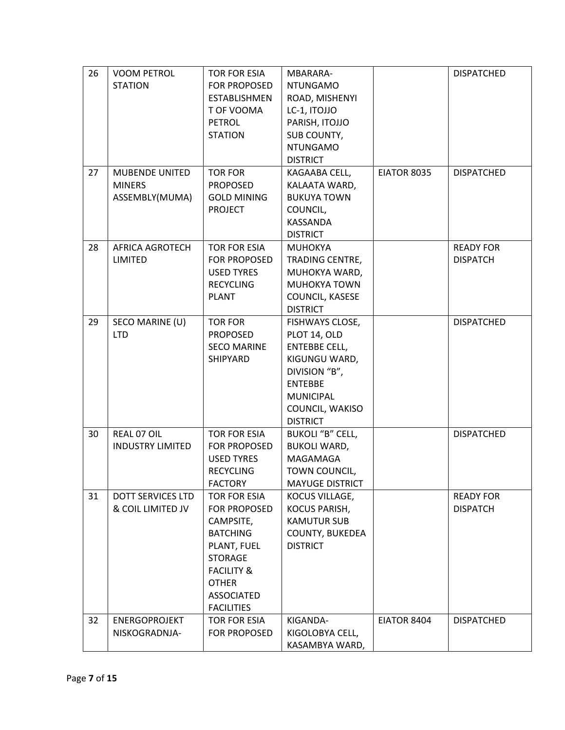| 26 | VOOM PETROL STATION | TOR FOR ESIA FOR PROPOSED ESTABLISHMENT OF VOOMA PETROL STATION | MBARARA-NTUNGAMO ROAD, MISHENYI LC-1, ITOJJO PARISH, ITOJJO SUB COUNTY, NTUNGAMO DISTRICT | | DISPATCHED |
|---|---|---|---|---|---|
| 27 | MUBENDE UNITED MINERS ASSEMBLY(MUMA) | TOR FOR PROPOSED GOLD MINING PROJECT | KAGAABA CELL, KALAATA WARD, BUKUYA TOWN COUNCIL, KASSANDA DISTRICT | EIATOR 8035 | DISPATCHED |
| 28 | AFRICA AGROTECH LIMITED | TOR FOR ESIA FOR PROPOSED USED TYRES RECYCLING PLANT | MUHOKYA TRADING CENTRE, MUHOKYA WARD, MUHOKYA TOWN COUNCIL, KASESE DISTRICT | | READY FOR DISPATCH |
| 29 | SECO MARINE (U) LTD | TOR FOR PROPOSED SECO MARINE SHIPYARD | FISHWAYS CLOSE, PLOT 14, OLD ENTEBBE CELL, KIGUNGU WARD, DIVISION "B", ENTEBBE MUNICIPAL COUNCIL, WAKISO DISTRICT | | DISPATCHED |
| 30 | REAL 07 OIL INDUSTRY LIMITED | TOR FOR ESIA FOR PROPOSED USED TYRES RECYCLING FACTORY | BUKOLI "B" CELL, BUKOLI WARD, MAGAMAGA TOWN COUNCIL, MAYUGE DISTRICT | | DISPATCHED |
| 31 | DOTT SERVICES LTD & COIL LIMITED JV | TOR FOR ESIA FOR PROPOSED CAMPSITE, BATCHING PLANT, FUEL STORAGE FACILITY & OTHER ASSOCIATED FACILITIES | KOCUS VILLAGE, KOCUS PARISH, KAMUTUR SUB COUNTY, BUKEDEA DISTRICT | | READY FOR DISPATCH |
| 32 | ENERGOPROJEKT NISKOGRADNJA- | TOR FOR ESIA FOR PROPOSED | KIGANDA-KIGOLOBYA CELL, KASAMBYA WARD, | EIATOR 8404 | DISPATCHED |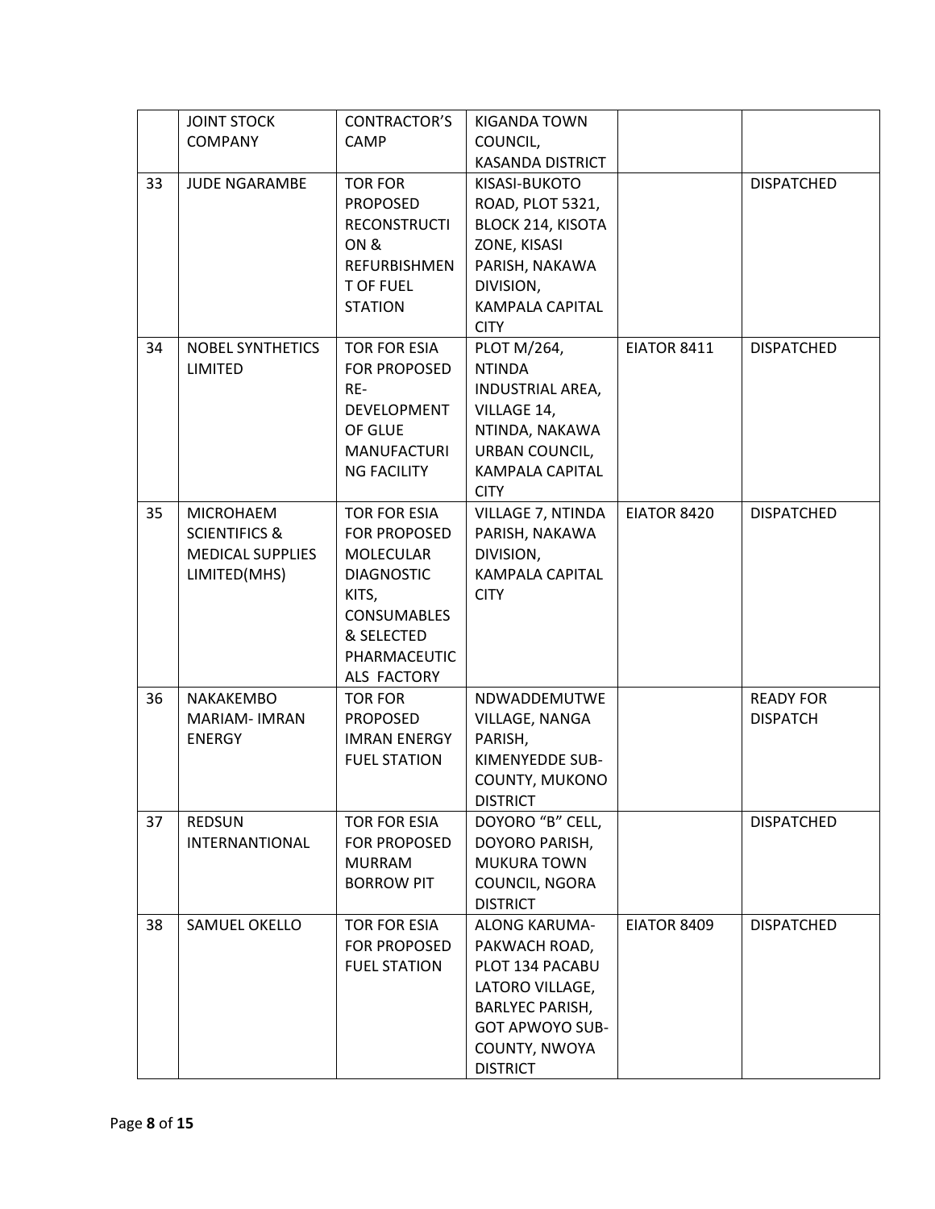| | | | | | |
|---|---|---|---|---|---|
| | JOINT STOCK COMPANY | CONTRACTOR'S CAMP | KIGANDA TOWN COUNCIL, KASANDA DISTRICT | | |
| 33 | JUDE NGARAMBE | TOR FOR PROPOSED RECONSTRUCTION & REFURBISHMENT OF FUEL STATION | KISASI-BUKOTO ROAD, PLOT 5321, BLOCK 214, KISOTA ZONE, KISASI PARISH, NAKAWA DIVISION, KAMPALA CAPITAL CITY | | DISPATCHED |
| 34 | NOBEL SYNTHETICS LIMITED | TOR FOR ESIA FOR PROPOSED RE-DEVELOPMENT OF GLUE MANUFACTURING FACILITY | PLOT M/264, NTINDA INDUSTRIAL AREA, VILLAGE 14, NTINDA, NAKAWA URBAN COUNCIL, KAMPALA CAPITAL CITY | EIATOR 8411 | DISPATCHED |
| 35 | MICROHAEM SCIENTIFICS & MEDICAL SUPPLIES LIMITED(MHS) | TOR FOR ESIA FOR PROPOSED MOLECULAR DIAGNOSTIC KITS, CONSUMABLES & SELECTED PHARMACEUTICALS FACTORY | VILLAGE 7, NTINDA PARISH, NAKAWA DIVISION, KAMPALA CAPITAL CITY | EIATOR 8420 | DISPATCHED |
| 36 | NAKAKEMBO MARIAM- IMRAN ENERGY | TOR FOR PROPOSED IMRAN ENERGY FUEL STATION | NDWADDEMUTWE VILLAGE, NANGA PARISH, KIMENYEDDE SUB-COUNTY, MUKONO DISTRICT | | READY FOR DISPATCH |
| 37 | REDSUN INTERNANTIONAL | TOR FOR ESIA FOR PROPOSED MURRAM BORROW PIT | DOYORO "B" CELL, DOYORO PARISH, MUKURA TOWN COUNCIL, NGORA DISTRICT | | DISPATCHED |
| 38 | SAMUEL OKELLO | TOR FOR ESIA FOR PROPOSED FUEL STATION | ALONG KARUMA-PAKWACH ROAD, PLOT 134 PACABU LATORO VILLAGE, BARLYEC PARISH, GOT APWOYO SUB-COUNTY, NWOYA DISTRICT | EIATOR 8409 | DISPATCHED |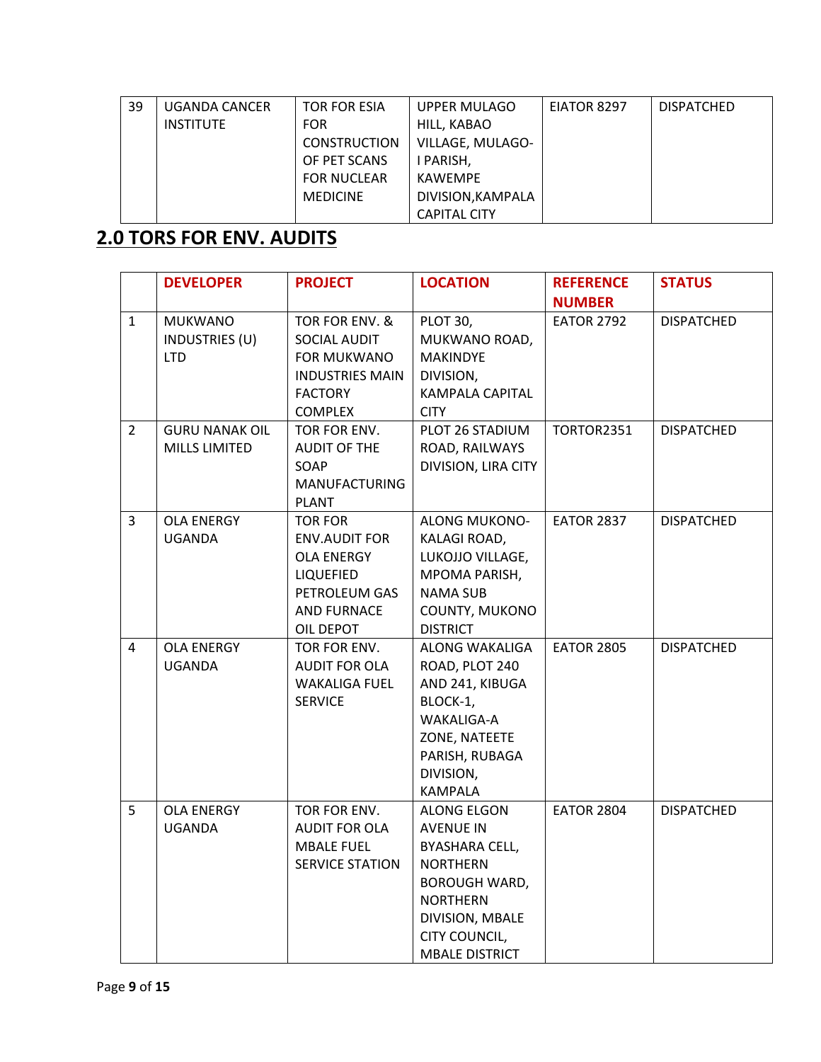| 39 | UGANDA CANCER INSTITUTE | TOR FOR ESIA FOR CONSTRUCTION OF PET SCANS FOR NUCLEAR MEDICINE | UPPER MULAGO HILL, KABAO VILLAGE, MULAGO-I PARISH, KAWEMPE DIVISION,KAMPALA CAPITAL CITY | EIATOR 8297 | DISPATCHED |
|---|---|---|---|---|---|

## 2.0 TORS FOR ENV. AUDITS

| | DEVELOPER | PROJECT | LOCATION | REFERENCE NUMBER | STATUS |
|---|---|---|---|---|---|
| 1 | MUKWANO INDUSTRIES (U) LTD | TOR FOR ENV. & SOCIAL AUDIT FOR MUKWANO INDUSTRIES MAIN FACTORY COMPLEX | PLOT 30, MUKWANO ROAD, MAKINDYE DIVISION, KAMPALA CAPITAL CITY | EATOR 2792 | DISPATCHED |
| 2 | GURU NANAK OIL MILLS LIMITED | TOR FOR ENV. AUDIT OF THE SOAP MANUFACTURING PLANT | PLOT 26 STADIUM ROAD, RAILWAYS DIVISION, LIRA CITY | TORTOR2351 | DISPATCHED |
| 3 | OLA ENERGY UGANDA | TOR FOR ENV.AUDIT FOR OLA ENERGY LIQUEFIED PETROLEUM GAS AND FURNACE OIL DEPOT | ALONG MUKONO-KALAGI ROAD, LUKOJJO VILLAGE, MPOMA PARISH, NAMA SUB COUNTY, MUKONO DISTRICT | EATOR 2837 | DISPATCHED |
| 4 | OLA ENERGY UGANDA | TOR FOR ENV. AUDIT FOR OLA WAKALIGA FUEL SERVICE | ALONG WAKALIGA ROAD, PLOT 240 AND 241, KIBUGA BLOCK-1, WAKALIGA-A ZONE, NATEETE PARISH, RUBAGA DIVISION, KAMPALA | EATOR 2805 | DISPATCHED |
| 5 | OLA ENERGY UGANDA | TOR FOR ENV. AUDIT FOR OLA MBALE FUEL SERVICE STATION | ALONG ELGON AVENUE IN BYASHARA CELL, NORTHERN BOROUGH WARD, NORTHERN DIVISION, MBALE CITY COUNCIL, MBALE DISTRICT | EATOR 2804 | DISPATCHED |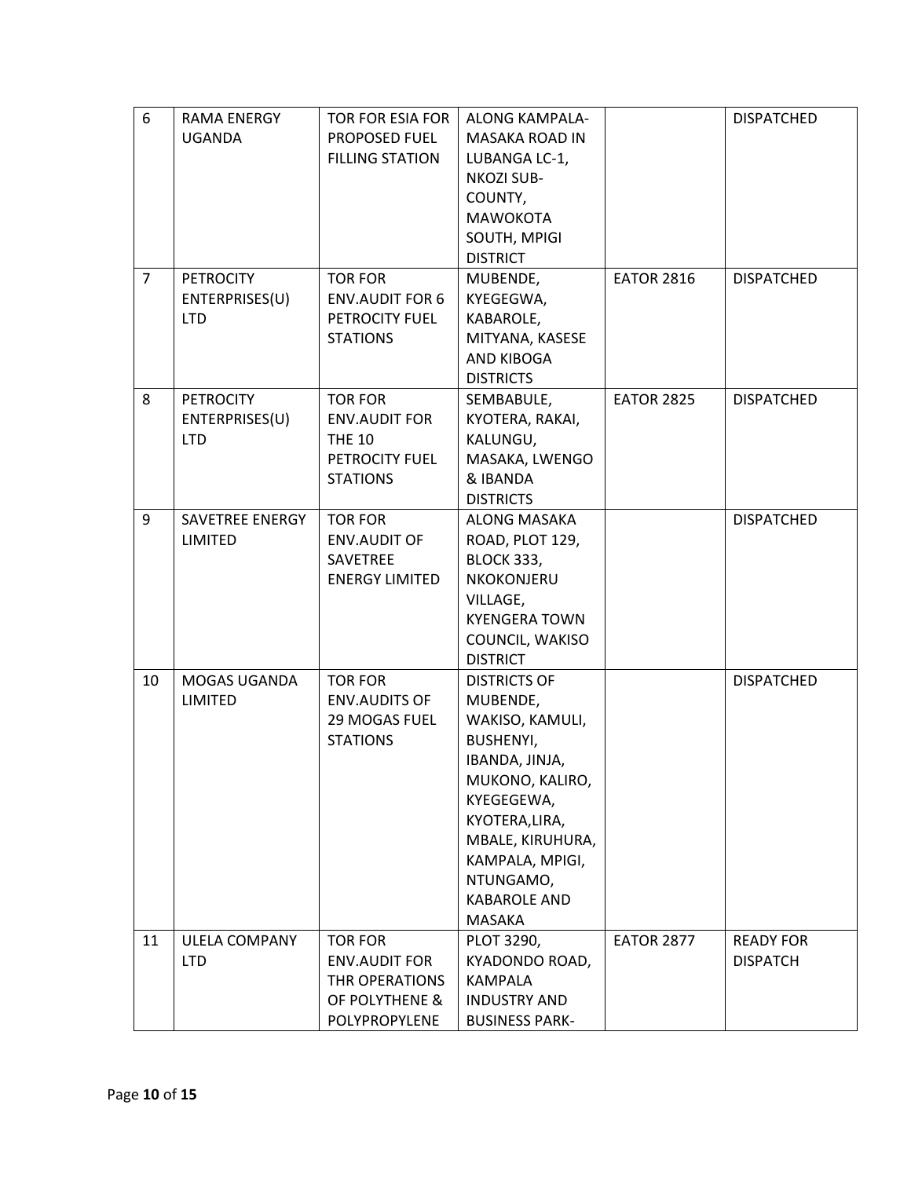| 6 | RAMA ENERGY UGANDA | TOR FOR ESIA FOR PROPOSED FUEL FILLING STATION | ALONG KAMPALA-MASAKA ROAD IN LUBANGA LC-1, NKOZI SUB-COUNTY, MAWOKOTA SOUTH, MPIGI DISTRICT | | DISPATCHED |
|---|---|---|---|---|---|
| 7 | PETROCITY ENTERPRISES(U) LTD | TOR FOR ENV.AUDIT FOR 6 PETROCITY FUEL STATIONS | MUBENDE, KYEGEGWA, KABAROLE, MITYANA, KASESE AND KIBOGA DISTRICTS | EATOR 2816 | DISPATCHED |
| 8 | PETROCITY ENTERPRISES(U) LTD | TOR FOR ENV.AUDIT FOR THE 10 PETROCITY FUEL STATIONS | SEMBABULE, KYOTERA, RAKAI, KALUNGU, MASAKA, LWENGO & IBANDA DISTRICTS | EATOR 2825 | DISPATCHED |
| 9 | SAVETREE ENERGY LIMITED | TOR FOR ENV.AUDIT OF SAVETREE ENERGY LIMITED | ALONG MASAKA ROAD, PLOT 129, BLOCK 333, NKOKONJERU VILLAGE, KYENGERA TOWN COUNCIL, WAKISO DISTRICT | | DISPATCHED |
| 10 | MOGAS UGANDA LIMITED | TOR FOR ENV.AUDITS OF 29 MOGAS FUEL STATIONS | DISTRICTS OF MUBENDE, WAKISO, KAMULI, BUSHENYI, IBANDA, JINJA, MUKONO, KALIRO, KYEGEGEWA, KYOTERA,LIRA, MBALE, KIRUHURA, KAMPALA, MPIGI, NTUNGAMO, KABAROLE AND MASAKA | | DISPATCHED |
| 11 | ULELA COMPANY LTD | TOR FOR ENV.AUDIT FOR THR OPERATIONS OF POLYTHENE & POLYPROPYLENE | PLOT 3290, KYADONDO ROAD, KAMPALA INDUSTRY AND BUSINESS PARK- | EATOR 2877 | READY FOR DISPATCH |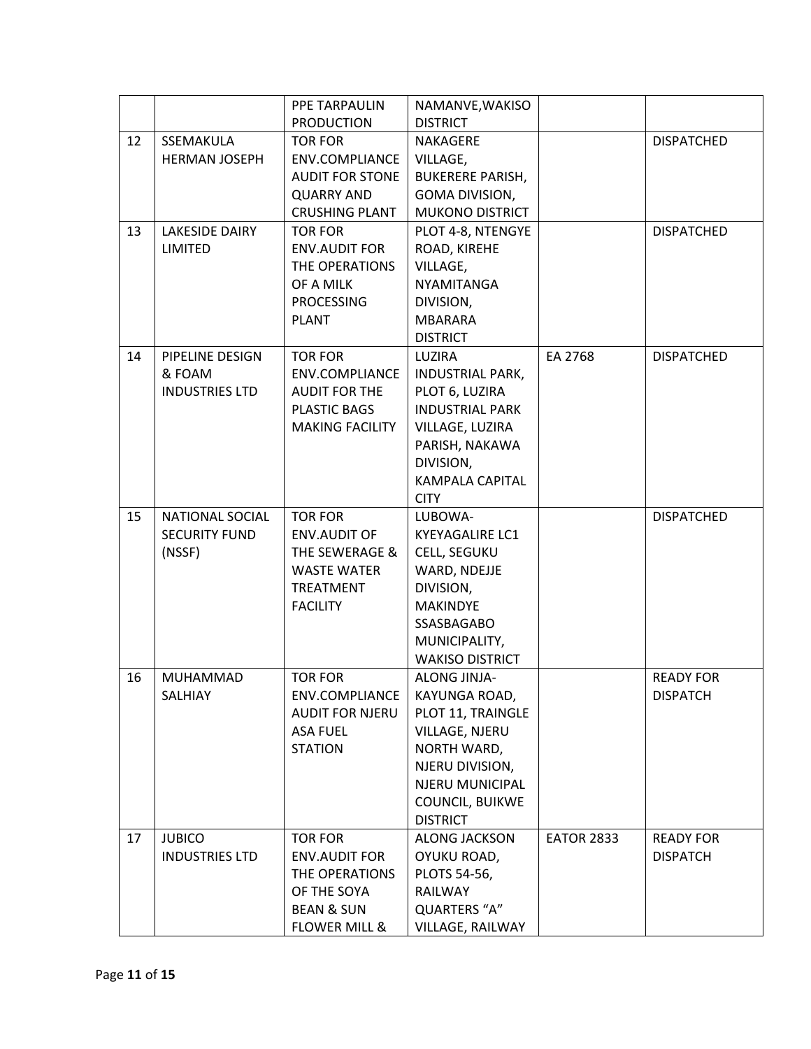| | | | | | |
|---|---|---|---|---|---|
| | | PPE TARPAULIN PRODUCTION | NAMANVE,WAKISO DISTRICT | | |
| 12 | SSEMAKULA HERMAN JOSEPH | TOR FOR ENV.COMPLIANCE AUDIT FOR STONE QUARRY AND CRUSHING PLANT | NAKAGERE VILLAGE, BUKERERE PARISH, GOMA DIVISION, MUKONO DISTRICT | | DISPATCHED |
| 13 | LAKESIDE DAIRY LIMITED | TOR FOR ENV.AUDIT FOR THE OPERATIONS OF A MILK PROCESSING PLANT | PLOT 4-8, NTENGYE ROAD, KIREHE VILLAGE, NYAMITANGA DIVISION, MBARARA DISTRICT | | DISPATCHED |
| 14 | PIPELINE DESIGN & FOAM INDUSTRIES LTD | TOR FOR ENV.COMPLIANCE AUDIT FOR THE PLASTIC BAGS MAKING FACILITY | LUZIRA INDUSTRIAL PARK, PLOT 6, LUZIRA INDUSTRIAL PARK VILLAGE, LUZIRA PARISH, NAKAWA DIVISION, KAMPALA CAPITAL CITY | EA 2768 | DISPATCHED |
| 15 | NATIONAL SOCIAL SECURITY FUND (NSSF) | TOR FOR ENV.AUDIT OF THE SEWERAGE & WASTE WATER TREATMENT FACILITY | LUBOWA-KYEYAGALIRE LC1 CELL, SEGUKU WARD, NDEJJE DIVISION, MAKINDYE SSASBAGABO MUNICIPALITY, WAKISO DISTRICT | | DISPATCHED |
| 16 | MUHAMMAD SALHIAY | TOR FOR ENV.COMPLIANCE AUDIT FOR NJERU ASA FUEL STATION | ALONG JINJA-KAYUNGA ROAD, PLOT 11, TRAINGLE VILLAGE, NJERU NORTH WARD, NJERU DIVISION, NJERU MUNICIPAL COUNCIL, BUIKWE DISTRICT | | READY FOR DISPATCH |
| 17 | JUBICO INDUSTRIES LTD | TOR FOR ENV.AUDIT FOR THE OPERATIONS OF THE SOYA BEAN & SUN FLOWER MILL & | ALONG JACKSON OYUKU ROAD, PLOTS 54-56, RAILWAY QUARTERS "A" VILLAGE, RAILWAY | EATOR 2833 | READY FOR DISPATCH |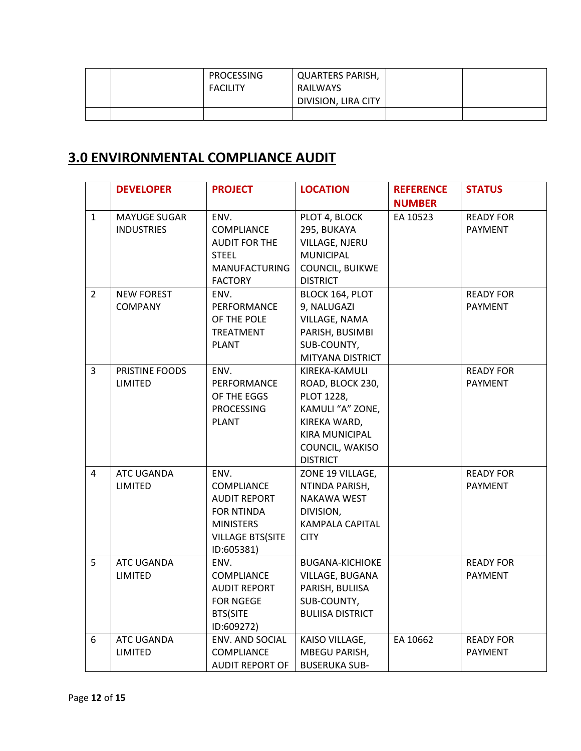| | | PROCESSING FACILITY | QUARTERS PARISH, RAILWAYS DIVISION, LIRA CITY | | |
|---|---|---|---|---|---|
| | | | | | |

## 3.0 ENVIRONMENTAL COMPLIANCE AUDIT

| | DEVELOPER | PROJECT | LOCATION | REFERENCE NUMBER | STATUS |
|---|---|---|---|---|---|
| 1 | MAYUGE SUGAR INDUSTRIES | ENV. COMPLIANCE AUDIT FOR THE STEEL MANUFACTURING FACTORY | PLOT 4, BLOCK 295, BUKAYA VILLAGE, NJERU MUNICIPAL COUNCIL, BUIKWE DISTRICT | EA 10523 | READY FOR PAYMENT |
| 2 | NEW FOREST COMPANY | ENV. PERFORMANCE OF THE POLE TREATMENT PLANT | BLOCK 164, PLOT 9, NALUGAZI VILLAGE, NAMA PARISH, BUSIMBI SUB-COUNTY, MITYANA DISTRICT | | READY FOR PAYMENT |
| 3 | PRISTINE FOODS LIMITED | ENV. PERFORMANCE OF THE EGGS PROCESSING PLANT | KIREKA-KAMULI ROAD, BLOCK 230, PLOT 1228, KAMULI "A" ZONE, KIREKA WARD, KIRA MUNICIPAL COUNCIL, WAKISO DISTRICT | | READY FOR PAYMENT |
| 4 | ATC UGANDA LIMITED | ENV. COMPLIANCE AUDIT REPORT FOR NTINDA MINISTERS VILLAGE BTS(SITE ID:605381) | ZONE 19 VILLAGE, NTINDA PARISH, NAKAWA WEST DIVISION, KAMPALA CAPITAL CITY | | READY FOR PAYMENT |
| 5 | ATC UGANDA LIMITED | ENV. COMPLIANCE AUDIT REPORT FOR NGEGE BTS(SITE ID:609272) | BUGANA-KICHIOKE VILLAGE, BUGANA PARISH, BULIISA SUB-COUNTY, BULIISA DISTRICT | | READY FOR PAYMENT |
| 6 | ATC UGANDA LIMITED | ENV. AND SOCIAL COMPLIANCE AUDIT REPORT OF | KAISO VILLAGE, MBEGU PARISH, BUSERUKA SUB- | EA 10662 | READY FOR PAYMENT |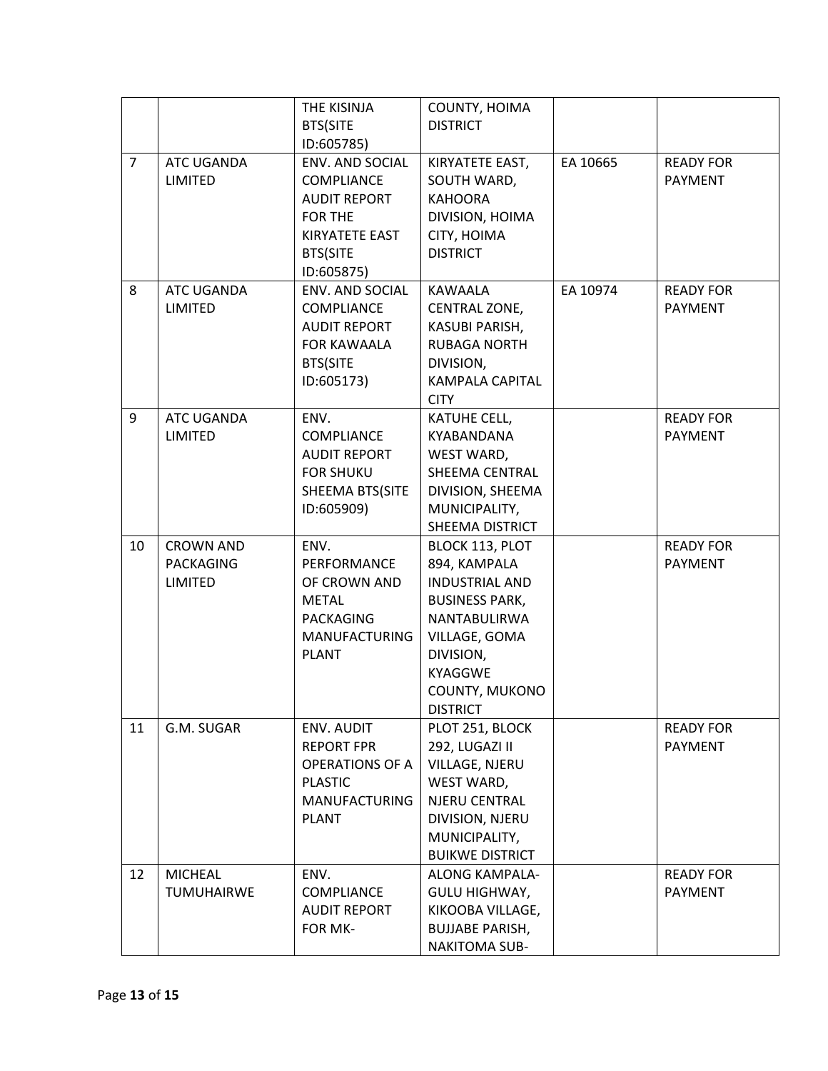| | | | | | |
|---|---|---|---|---|---|
| | | THE KISINJA BTS(SITE ID:605785) | COUNTY, HOIMA DISTRICT | | |
| 7 | ATC UGANDA LIMITED | ENV. AND SOCIAL COMPLIANCE AUDIT REPORT FOR THE KIRYATETE EAST BTS(SITE ID:605875) | KIRYATETE EAST, SOUTH WARD, KAHOORA DIVISION, HOIMA CITY, HOIMA DISTRICT | EA 10665 | READY FOR PAYMENT |
| 8 | ATC UGANDA LIMITED | ENV. AND SOCIAL COMPLIANCE AUDIT REPORT FOR KAWAALA BTS(SITE ID:605173) | KAWAALA CENTRAL ZONE, KASUBI PARISH, RUBAGA NORTH DIVISION, KAMPALA CAPITAL CITY | EA 10974 | READY FOR PAYMENT |
| 9 | ATC UGANDA LIMITED | ENV. COMPLIANCE AUDIT REPORT FOR SHUKU SHEEMA BTS(SITE ID:605909) | KATUHE CELL, KYABANDANA WEST WARD, SHEEMA CENTRAL DIVISION, SHEEMA MUNICIPALITY, SHEEMA DISTRICT | | READY FOR PAYMENT |
| 10 | CROWN AND PACKAGING LIMITED | ENV. PERFORMANCE OF CROWN AND METAL PACKAGING MANUFACTURING PLANT | BLOCK 113, PLOT 894, KAMPALA INDUSTRIAL AND BUSINESS PARK, NANTABULIRWA VILLAGE, GOMA DIVISION, KYAGGWE COUNTY, MUKONO DISTRICT | | READY FOR PAYMENT |
| 11 | G.M. SUGAR | ENV. AUDIT REPORT FPR OPERATIONS OF A PLASTIC MANUFACTURING PLANT | PLOT 251, BLOCK 292, LUGAZI II VILLAGE, NJERU WEST WARD, NJERU CENTRAL DIVISION, NJERU MUNICIPALITY, BUIKWE DISTRICT | | READY FOR PAYMENT |
| 12 | MICHEAL TUMUHAIRWE | ENV. COMPLIANCE AUDIT REPORT FOR MK- | ALONG KAMPALA-GULU HIGHWAY, KIKOOBA VILLAGE, BUJJABE PARISH, NAKITOMA SUB- | | READY FOR PAYMENT |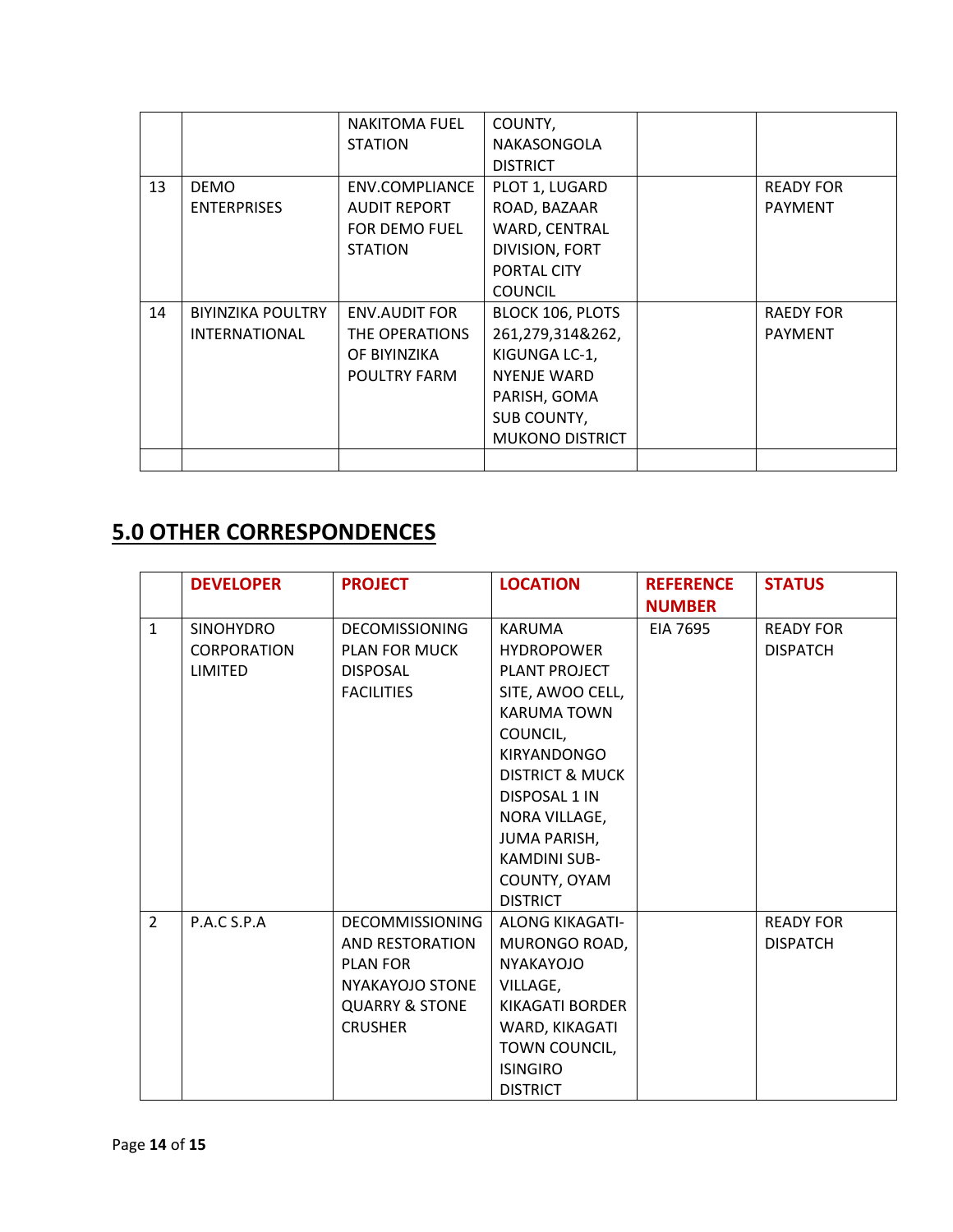|  |  | NAKITOMA FUEL STATION | COUNTY, NAKASONGOLA DISTRICT |  |  |
|---|---|---|---|---|---|
| 13 | DEMO ENTERPRISES | ENV.COMPLIANCE AUDIT REPORT FOR DEMO FUEL STATION | PLOT 1, LUGARD ROAD, BAZAAR WARD, CENTRAL DIVISION, FORT PORTAL CITY COUNCIL |  | READY FOR PAYMENT |
| 14 | BIYINZIKA POULTRY INTERNATIONAL | ENV.AUDIT FOR THE OPERATIONS OF BIYINZIKA POULTRY FARM | BLOCK 106, PLOTS 261,279,314&262, KIGUNGA LC-1, NYENJE WARD PARISH, GOMA SUB COUNTY, MUKONO DISTRICT |  | RAEDY FOR PAYMENT |
|  |  |  |  |  |  |

## 5.0 OTHER CORRESPONDENCES

|  | DEVELOPER | PROJECT | LOCATION | REFERENCE NUMBER | STATUS |
|---|---|---|---|---|---|
| 1 | SINOHYDRO CORPORATION LIMITED | DECOMISSIONING PLAN FOR MUCK DISPOSAL FACILITIES | KARUMA HYDROPOWER PLANT PROJECT SITE, AWOO CELL, KARUMA TOWN COUNCIL, KIRYANDONGO DISTRICT & MUCK DISPOSAL 1 IN NORA VILLAGE, JUMA PARISH, KAMDINI SUB-COUNTY, OYAM DISTRICT | EIA 7695 | READY FOR DISPATCH |
| 2 | P.A.C S.P.A | DECOMMISSIONING AND RESTORATION PLAN FOR NYAKAYOJO STONE QUARRY & STONE CRUSHER | ALONG KIKAGATI-MURONGO ROAD, NYAKAYOJO VILLAGE, KIKAGATI BORDER WARD, KIKAGATI TOWN COUNCIL, ISINGIRO DISTRICT |  | READY FOR DISPATCH |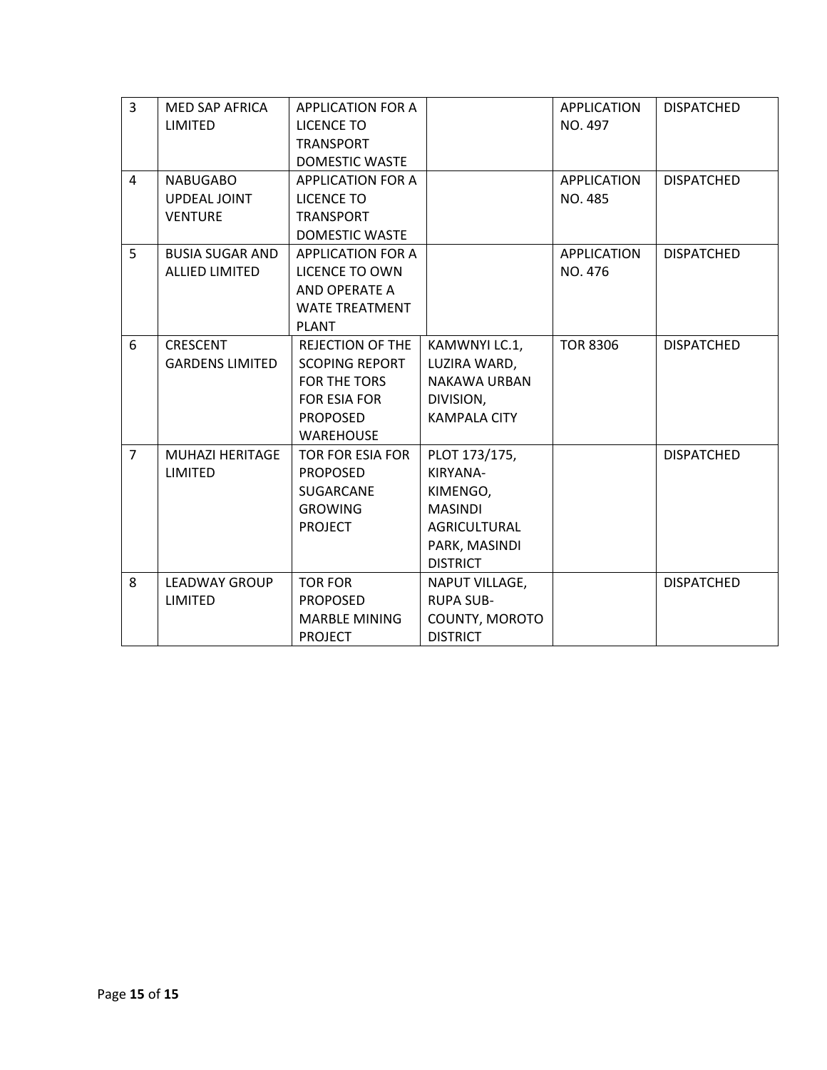| | | | | | |
|---|---|---|---|---|---|
| 3 | MED SAP AFRICA LIMITED | APPLICATION FOR A LICENCE TO TRANSPORT DOMESTIC WASTE | | APPLICATION NO. 497 | DISPATCHED |
| 4 | NABUGABO UPDEAL JOINT VENTURE | APPLICATION FOR A LICENCE TO TRANSPORT DOMESTIC WASTE | | APPLICATION NO. 485 | DISPATCHED |
| 5 | BUSIA SUGAR AND ALLIED LIMITED | APPLICATION FOR A LICENCE TO OWN AND OPERATE A WATE TREATMENT PLANT | | APPLICATION NO. 476 | DISPATCHED |
| 6 | CRESCENT GARDENS LIMITED | REJECTION OF THE SCOPING REPORT FOR THE TORS FOR ESIA FOR PROPOSED WAREHOUSE | KAMWNYI LC.1, LUZIRA WARD, NAKAWA URBAN DIVISION, KAMPALA CITY | TOR 8306 | DISPATCHED |
| 7 | MUHAZI HERITAGE LIMITED | TOR FOR ESIA FOR PROPOSED SUGARCANE GROWING PROJECT | PLOT 173/175, KIRYANA-KIMENGO, MASINDI AGRICULTURAL PARK, MASINDI DISTRICT | | DISPATCHED |
| 8 | LEADWAY GROUP LIMITED | TOR FOR PROPOSED MARBLE MINING PROJECT | NAPUT VILLAGE, RUPA SUB-COUNTY, MOROTO DISTRICT | | DISPATCHED |